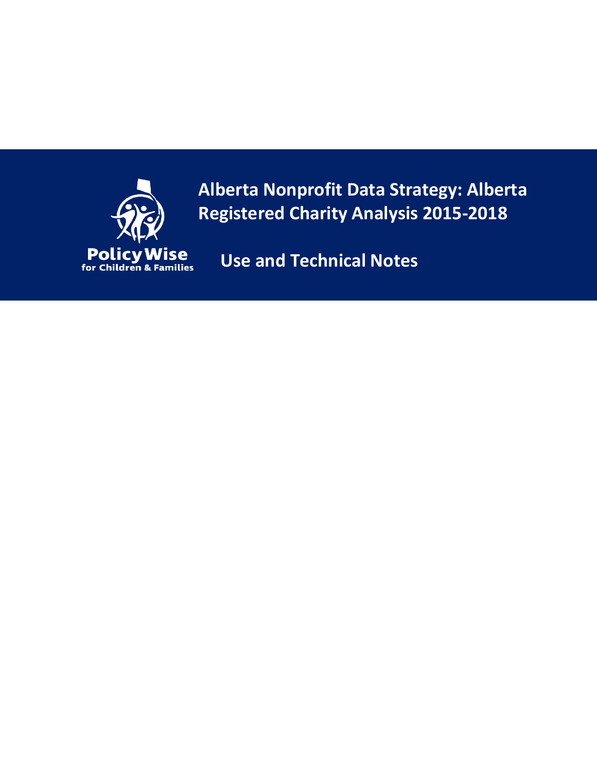PolicyWise for Children & Families

# Alberta Nonprofit Data Strategy: Alberta Registered Charity Analysis 2015-2018

## Use and Technical Notes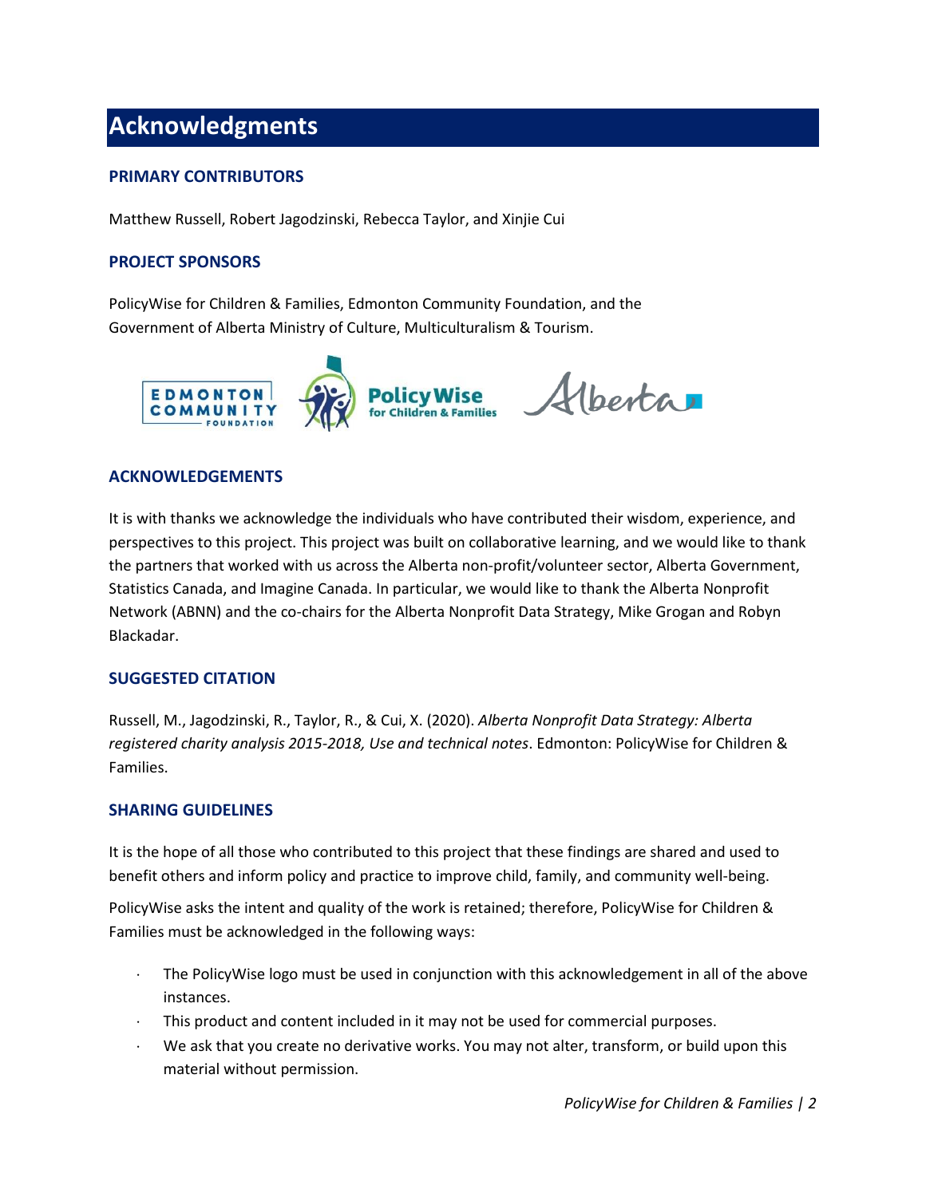# Acknowledgments

### PRIMARY CONTRIBUTORS

Matthew Russell, Robert Jagodzinski, Rebecca Taylor, and Xinjie Cui

### PROJECT SPONSORS

PolicyWise for Children & Families, Edmonton Community Foundation, and the Government of Alberta Ministry of Culture, Multiculturalism & Tourism.

### ACKNOWLEDGEMENTS

It is with thanks we acknowledge the individuals who have contributed their wisdom, experience, and perspectives to this project. This project was built on collaborative learning, and we would like to thank the partners that worked with us across the Alberta non-profit/volunteer sector, Alberta Government, Statistics Canada, and Imagine Canada. In particular, we would like to thank the Alberta Nonprofit Network (ABNN) and the co-chairs for the Alberta Nonprofit Data Strategy, Mike Grogan and Robyn Blackadar.

### SUGGESTED CITATION

Russell, M., Jagodzinski, R., Taylor, R., & Cui, X. (2020). *Alberta Nonprofit Data Strategy: Alberta registered charity analysis 2015-2018, Use and technical notes*. Edmonton: PolicyWise for Children & Families.

### SHARING GUIDELINES

It is the hope of all those who contributed to this project that these findings are shared and used to benefit others and inform policy and practice to improve child, family, and community well-being.

PolicyWise asks the intent and quality of the work is retained; therefore, PolicyWise for Children & Families must be acknowledged in the following ways:

- The PolicyWise logo must be used in conjunction with this acknowledgement in all of the above instances.
- This product and content included in it may not be used for commercial purposes.
- We ask that you create no derivative works. You may not alter, transform, or build upon this material without permission.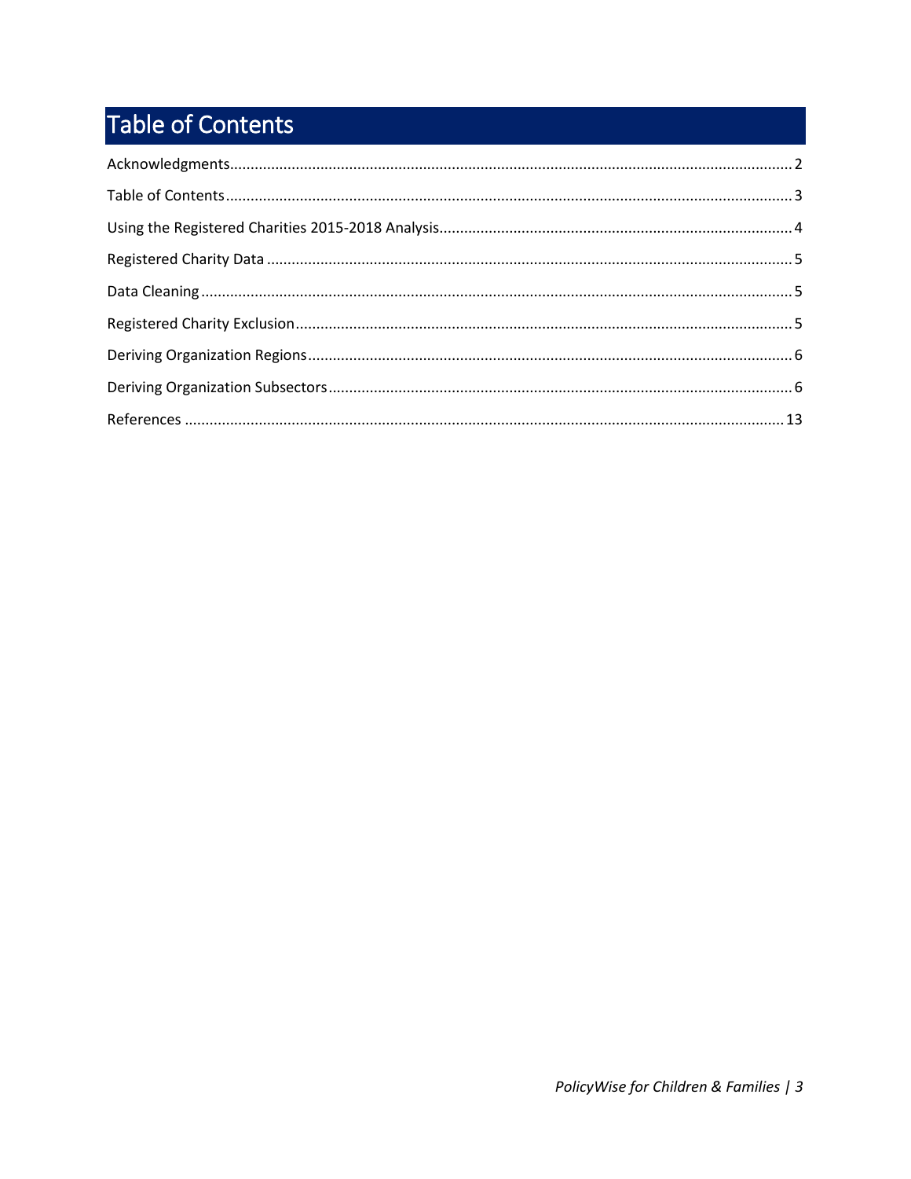# Table of Contents

Acknowledgments........................................................................................................................................2

Table of Contents.........................................................................................................................................3

Using the Registered Charities 2015-2018 Analysis......................................................................................4

Registered Charity Data ...............................................................................................................................5

Data Cleaning ...............................................................................................................................................5

Registered Charity Exclusion........................................................................................................................5

Deriving Organization Regions.....................................................................................................................6

Deriving Organization Subsectors................................................................................................................6

References ................................................................................................................................................13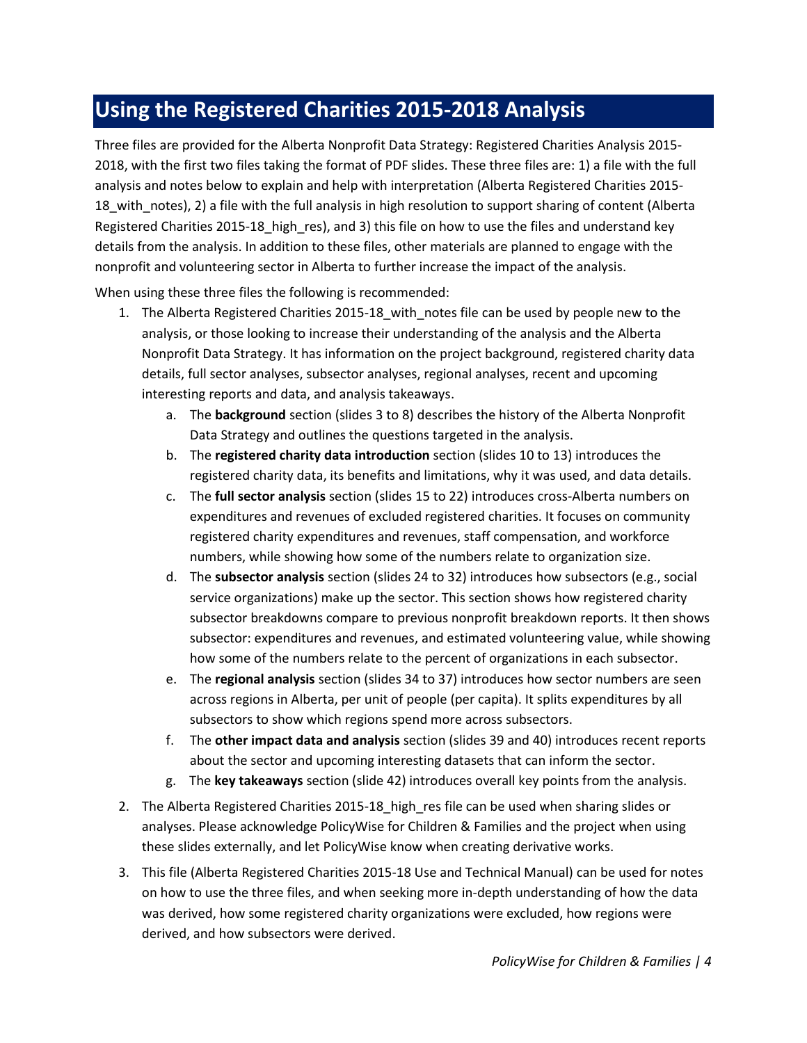# Using the Registered Charities 2015-2018 Analysis

Three files are provided for the Alberta Nonprofit Data Strategy: Registered Charities Analysis 2015-2018, with the first two files taking the format of PDF slides. These three files are: 1) a file with the full analysis and notes below to explain and help with interpretation (Alberta Registered Charities 2015-18_with_notes), 2) a file with the full analysis in high resolution to support sharing of content (Alberta Registered Charities 2015-18_high_res), and 3) this file on how to use the files and understand key details from the analysis. In addition to these files, other materials are planned to engage with the nonprofit and volunteering sector in Alberta to further increase the impact of the analysis.

When using these three files the following is recommended:

1. The Alberta Registered Charities 2015-18_with_notes file can be used by people new to the analysis, or those looking to increase their understanding of the analysis and the Alberta Nonprofit Data Strategy. It has information on the project background, registered charity data details, full sector analyses, subsector analyses, regional analyses, recent and upcoming interesting reports and data, and analysis takeaways.
    a. The **background** section (slides 3 to 8) describes the history of the Alberta Nonprofit Data Strategy and outlines the questions targeted in the analysis.
    b. The **registered charity data introduction** section (slides 10 to 13) introduces the registered charity data, its benefits and limitations, why it was used, and data details.
    c. The **full sector analysis** section (slides 15 to 22) introduces cross-Alberta numbers on expenditures and revenues of excluded registered charities. It focuses on community registered charity expenditures and revenues, staff compensation, and workforce numbers, while showing how some of the numbers relate to organization size.
    d. The **subsector analysis** section (slides 24 to 32) introduces how subsectors (e.g., social service organizations) make up the sector. This section shows how registered charity subsector breakdowns compare to previous nonprofit breakdown reports. It then shows subsector: expenditures and revenues, and estimated volunteering value, while showing how some of the numbers relate to the percent of organizations in each subsector.
    e. The **regional analysis** section (slides 34 to 37) introduces how sector numbers are seen across regions in Alberta, per unit of people (per capita). It splits expenditures by all subsectors to show which regions spend more across subsectors.
    f. The **other impact data and analysis** section (slides 39 and 40) introduces recent reports about the sector and upcoming interesting datasets that can inform the sector.
    g. The **key takeaways** section (slide 42) introduces overall key points from the analysis.
2. The Alberta Registered Charities 2015-18_high_res file can be used when sharing slides or analyses. Please acknowledge PolicyWise for Children & Families and the project when using these slides externally, and let PolicyWise know when creating derivative works.
3. This file (Alberta Registered Charities 2015-18 Use and Technical Manual) can be used for notes on how to use the three files, and when seeking more in-depth understanding of how the data was derived, how some registered charity organizations were excluded, how regions were derived, and how subsectors were derived.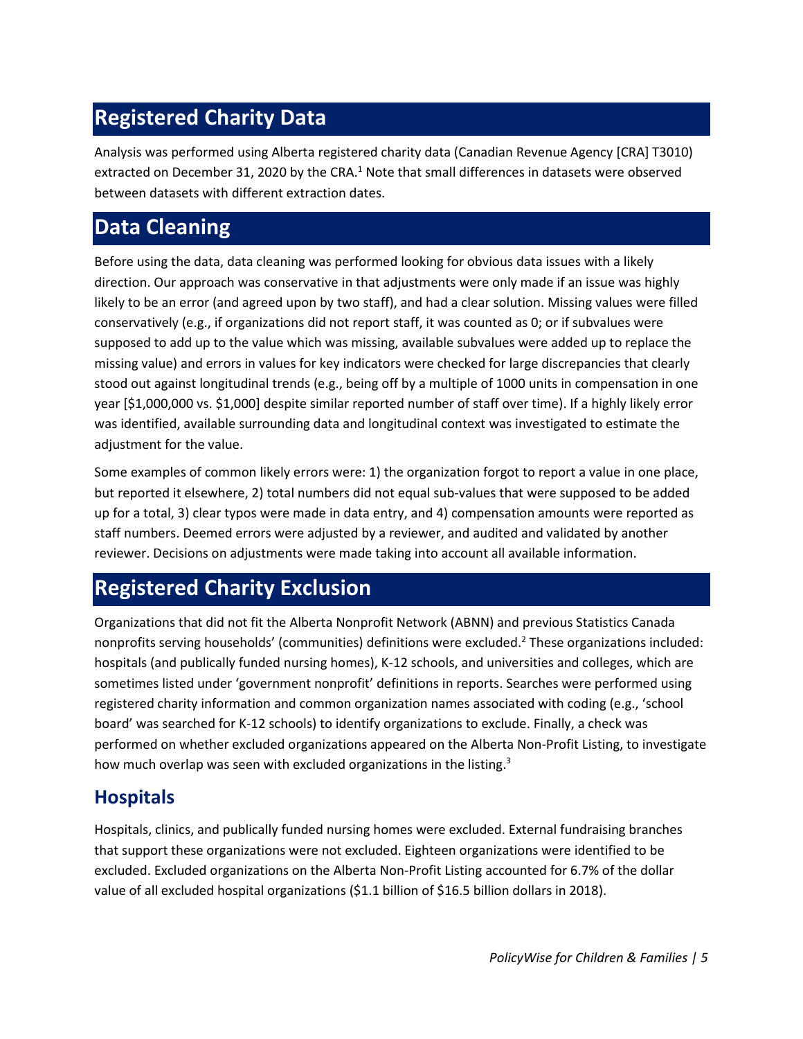## Registered Charity Data

Analysis was performed using Alberta registered charity data (Canadian Revenue Agency [CRA] T3010) extracted on December 31, 2020 by the CRA.[1] Note that small differences in datasets were observed between datasets with different extraction dates.

## Data Cleaning

Before using the data, data cleaning was performed looking for obvious data issues with a likely direction. Our approach was conservative in that adjustments were only made if an issue was highly likely to be an error (and agreed upon by two staff), and had a clear solution. Missing values were filled conservatively (e.g., if organizations did not report staff, it was counted as 0; or if subvalues were supposed to add up to the value which was missing, available subvalues were added up to replace the missing value) and errors in values for key indicators were checked for large discrepancies that clearly stood out against longitudinal trends (e.g., being off by a multiple of 1000 units in compensation in one year [$1,000,000 vs. $1,000] despite similar reported number of staff over time). If a highly likely error was identified, available surrounding data and longitudinal context was investigated to estimate the adjustment for the value.

Some examples of common likely errors were: 1) the organization forgot to report a value in one place, but reported it elsewhere, 2) total numbers did not equal sub-values that were supposed to be added up for a total, 3) clear typos were made in data entry, and 4) compensation amounts were reported as staff numbers. Deemed errors were adjusted by a reviewer, and audited and validated by another reviewer. Decisions on adjustments were made taking into account all available information.

## Registered Charity Exclusion

Organizations that did not fit the Alberta Nonprofit Network (ABNN) and previous Statistics Canada nonprofits serving households' (communities) definitions were excluded.[2] These organizations included: hospitals (and publically funded nursing homes), K-12 schools, and universities and colleges, which are sometimes listed under 'government nonprofit' definitions in reports. Searches were performed using registered charity information and common organization names associated with coding (e.g., 'school board' was searched for K-12 schools) to identify organizations to exclude. Finally, a check was performed on whether excluded organizations appeared on the Alberta Non-Profit Listing, to investigate how much overlap was seen with excluded organizations in the listing.[3]

### Hospitals

Hospitals, clinics, and publically funded nursing homes were excluded. External fundraising branches that support these organizations were not excluded. Eighteen organizations were identified to be excluded. Excluded organizations on the Alberta Non-Profit Listing accounted for 6.7% of the dollar value of all excluded hospital organizations ($1.1 billion of $16.5 billion dollars in 2018).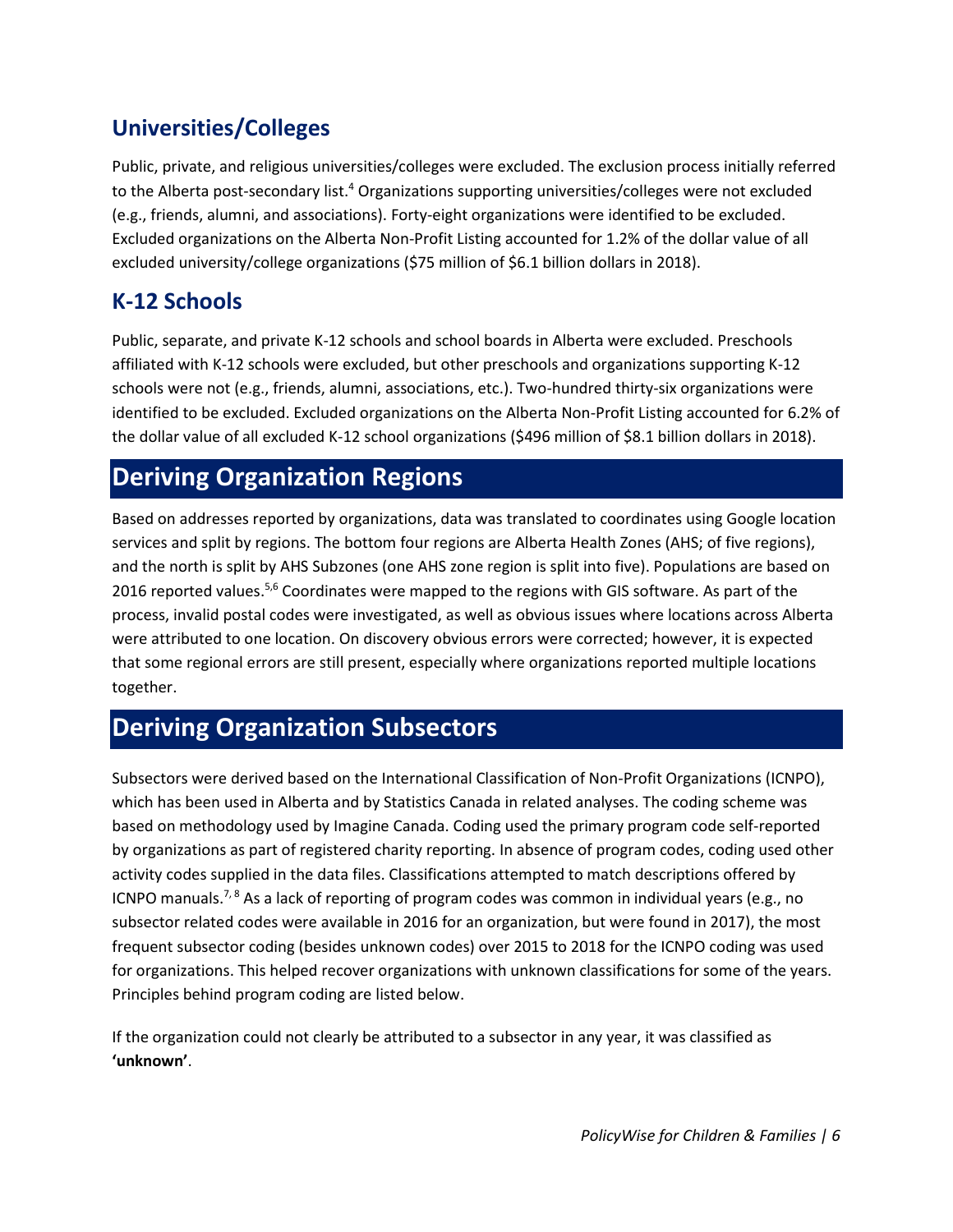## Universities/Colleges

Public, private, and religious universities/colleges were excluded. The exclusion process initially referred to the Alberta post-secondary list.[4] Organizations supporting universities/colleges were not excluded (e.g., friends, alumni, and associations). Forty-eight organizations were identified to be excluded. Excluded organizations on the Alberta Non-Profit Listing accounted for 1.2% of the dollar value of all excluded university/college organizations ($75 million of $6.1 billion dollars in 2018).

## K-12 Schools

Public, separate, and private K-12 schools and school boards in Alberta were excluded. Preschools affiliated with K-12 schools were excluded, but other preschools and organizations supporting K-12 schools were not (e.g., friends, alumni, associations, etc.). Two-hundred thirty-six organizations were identified to be excluded. Excluded organizations on the Alberta Non-Profit Listing accounted for 6.2% of the dollar value of all excluded K-12 school organizations ($496 million of $8.1 billion dollars in 2018).

# Deriving Organization Regions

Based on addresses reported by organizations, data was translated to coordinates using Google location services and split by regions. The bottom four regions are Alberta Health Zones (AHS; of five regions), and the north is split by AHS Subzones (one AHS zone region is split into five). Populations are based on 2016 reported values.[5,6] Coordinates were mapped to the regions with GIS software. As part of the process, invalid postal codes were investigated, as well as obvious issues where locations across Alberta were attributed to one location. On discovery obvious errors were corrected; however, it is expected that some regional errors are still present, especially where organizations reported multiple locations together.

# Deriving Organization Subsectors

Subsectors were derived based on the International Classification of Non-Profit Organizations (ICNPO), which has been used in Alberta and by Statistics Canada in related analyses. The coding scheme was based on methodology used by Imagine Canada. Coding used the primary program code self-reported by organizations as part of registered charity reporting. In absence of program codes, coding used other activity codes supplied in the data files. Classifications attempted to match descriptions offered by ICNPO manuals.[7,8] As a lack of reporting of program codes was common in individual years (e.g., no subsector related codes were available in 2016 for an organization, but were found in 2017), the most frequent subsector coding (besides unknown codes) over 2015 to 2018 for the ICNPO coding was used for organizations. This helped recover organizations with unknown classifications for some of the years. Principles behind program coding are listed below.

If the organization could not clearly be attributed to a subsector in any year, it was classified as **'unknown'**.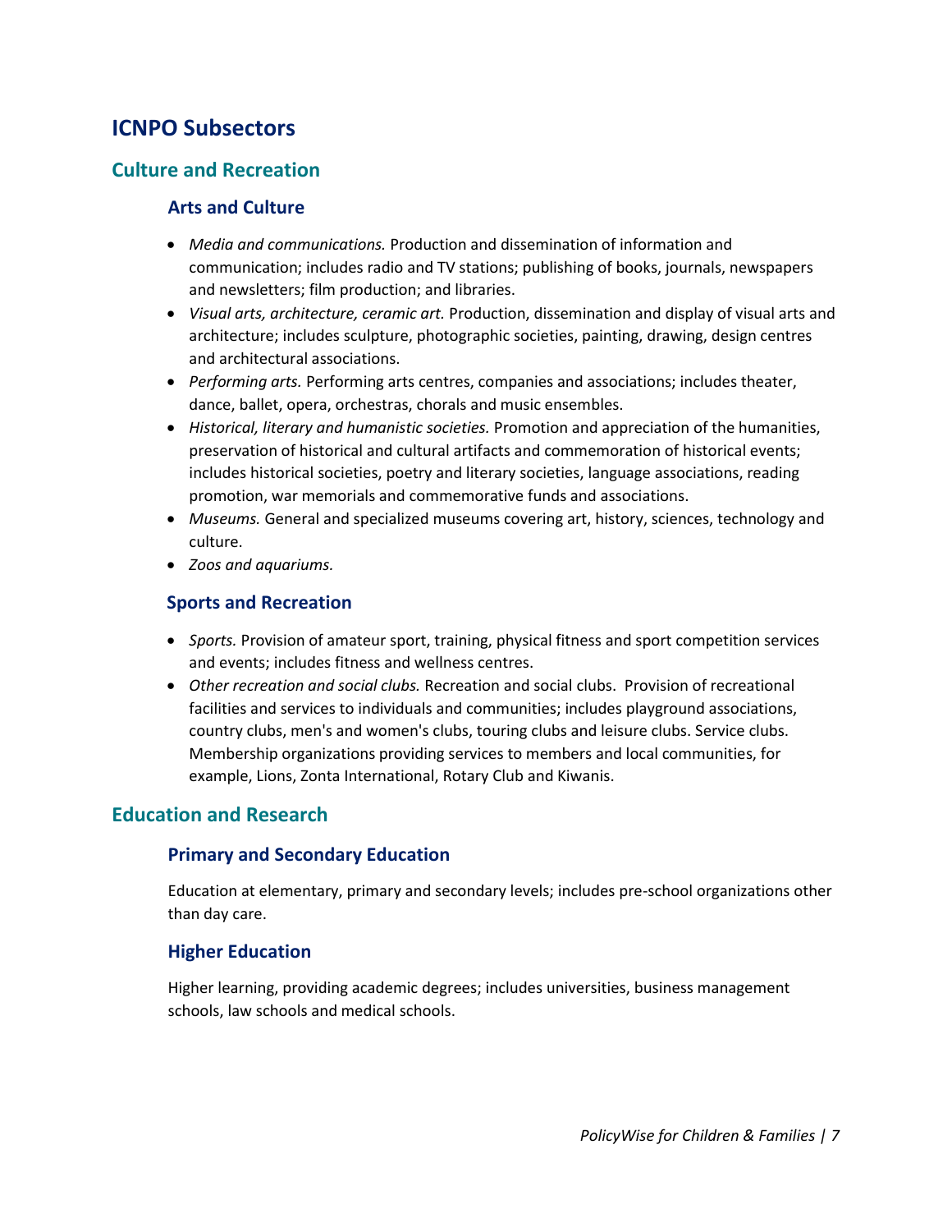# ICNPO Subsectors

## Culture and Recreation

### Arts and Culture

- *Media and communications.* Production and dissemination of information and communication; includes radio and TV stations; publishing of books, journals, newspapers and newsletters; film production; and libraries.
- *Visual arts, architecture, ceramic art.* Production, dissemination and display of visual arts and architecture; includes sculpture, photographic societies, painting, drawing, design centres and architectural associations.
- *Performing arts.* Performing arts centres, companies and associations; includes theater, dance, ballet, opera, orchestras, chorals and music ensembles.
- *Historical, literary and humanistic societies.* Promotion and appreciation of the humanities, preservation of historical and cultural artifacts and commemoration of historical events; includes historical societies, poetry and literary societies, language associations, reading promotion, war memorials and commemorative funds and associations.
- *Museums.* General and specialized museums covering art, history, sciences, technology and culture.
- *Zoos and aquariums.*

### Sports and Recreation

- *Sports.* Provision of amateur sport, training, physical fitness and sport competition services and events; includes fitness and wellness centres.
- *Other recreation and social clubs.* Recreation and social clubs. Provision of recreational facilities and services to individuals and communities; includes playground associations, country clubs, men's and women's clubs, touring clubs and leisure clubs. Service clubs. Membership organizations providing services to members and local communities, for example, Lions, Zonta International, Rotary Club and Kiwanis.

## Education and Research

### Primary and Secondary Education

Education at elementary, primary and secondary levels; includes pre-school organizations other than day care.

### Higher Education

Higher learning, providing academic degrees; includes universities, business management schools, law schools and medical schools.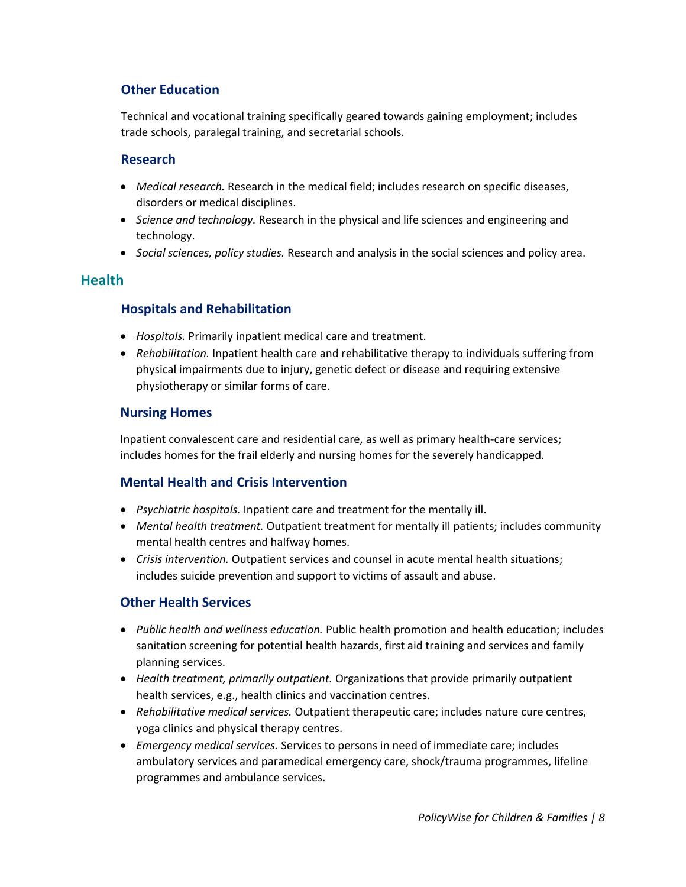### Other Education

Technical and vocational training specifically geared towards gaining employment; includes trade schools, paralegal training, and secretarial schools.

### Research

- *Medical research.* Research in the medical field; includes research on specific diseases, disorders or medical disciplines.
- *Science and technology.* Research in the physical and life sciences and engineering and technology.
- *Social sciences, policy studies.* Research and analysis in the social sciences and policy area.

## Health

### Hospitals and Rehabilitation

- *Hospitals.* Primarily inpatient medical care and treatment.
- *Rehabilitation.* Inpatient health care and rehabilitative therapy to individuals suffering from physical impairments due to injury, genetic defect or disease and requiring extensive physiotherapy or similar forms of care.

### Nursing Homes

Inpatient convalescent care and residential care, as well as primary health-care services; includes homes for the frail elderly and nursing homes for the severely handicapped.

### Mental Health and Crisis Intervention

- *Psychiatric hospitals.* Inpatient care and treatment for the mentally ill.
- *Mental health treatment.* Outpatient treatment for mentally ill patients; includes community mental health centres and halfway homes.
- *Crisis intervention.* Outpatient services and counsel in acute mental health situations; includes suicide prevention and support to victims of assault and abuse.

### Other Health Services

- *Public health and wellness education.* Public health promotion and health education; includes sanitation screening for potential health hazards, first aid training and services and family planning services.
- *Health treatment, primarily outpatient.* Organizations that provide primarily outpatient health services, e.g., health clinics and vaccination centres.
- *Rehabilitative medical services.* Outpatient therapeutic care; includes nature cure centres, yoga clinics and physical therapy centres.
- *Emergency medical services.* Services to persons in need of immediate care; includes ambulatory services and paramedical emergency care, shock/trauma programmes, lifeline programmes and ambulance services.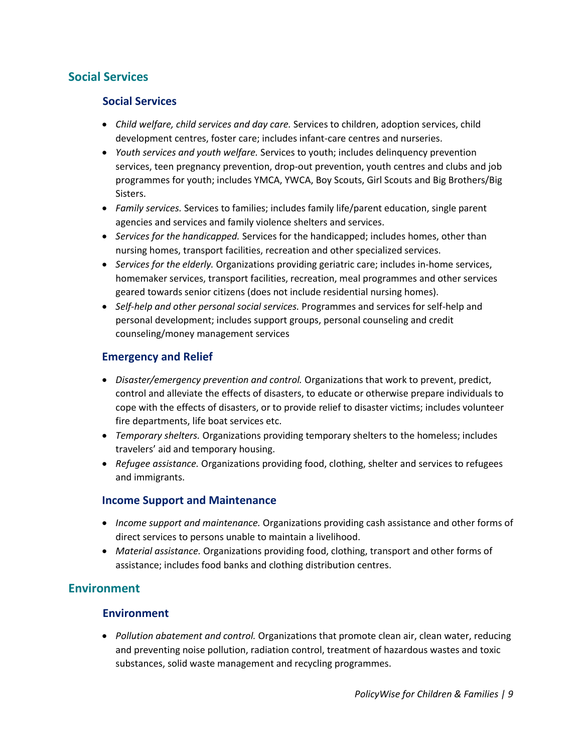## Social Services

### Social Services

- *Child welfare, child services and day care.* Services to children, adoption services, child development centres, foster care; includes infant-care centres and nurseries.
- *Youth services and youth welfare.* Services to youth; includes delinquency prevention services, teen pregnancy prevention, drop-out prevention, youth centres and clubs and job programmes for youth; includes YMCA, YWCA, Boy Scouts, Girl Scouts and Big Brothers/Big Sisters.
- *Family services.* Services to families; includes family life/parent education, single parent agencies and services and family violence shelters and services.
- *Services for the handicapped.* Services for the handicapped; includes homes, other than nursing homes, transport facilities, recreation and other specialized services.
- *Services for the elderly.* Organizations providing geriatric care; includes in-home services, homemaker services, transport facilities, recreation, meal programmes and other services geared towards senior citizens (does not include residential nursing homes).
- *Self-help and other personal social services.* Programmes and services for self-help and personal development; includes support groups, personal counseling and credit counseling/money management services

### Emergency and Relief

- *Disaster/emergency prevention and control.* Organizations that work to prevent, predict, control and alleviate the effects of disasters, to educate or otherwise prepare individuals to cope with the effects of disasters, or to provide relief to disaster victims; includes volunteer fire departments, life boat services etc.
- *Temporary shelters.* Organizations providing temporary shelters to the homeless; includes travelers' aid and temporary housing.
- *Refugee assistance.* Organizations providing food, clothing, shelter and services to refugees and immigrants.

### Income Support and Maintenance

- *Income support and maintenance.* Organizations providing cash assistance and other forms of direct services to persons unable to maintain a livelihood.
- *Material assistance.* Organizations providing food, clothing, transport and other forms of assistance; includes food banks and clothing distribution centres.

## Environment

### Environment

- *Pollution abatement and control.* Organizations that promote clean air, clean water, reducing and preventing noise pollution, radiation control, treatment of hazardous wastes and toxic substances, solid waste management and recycling programmes.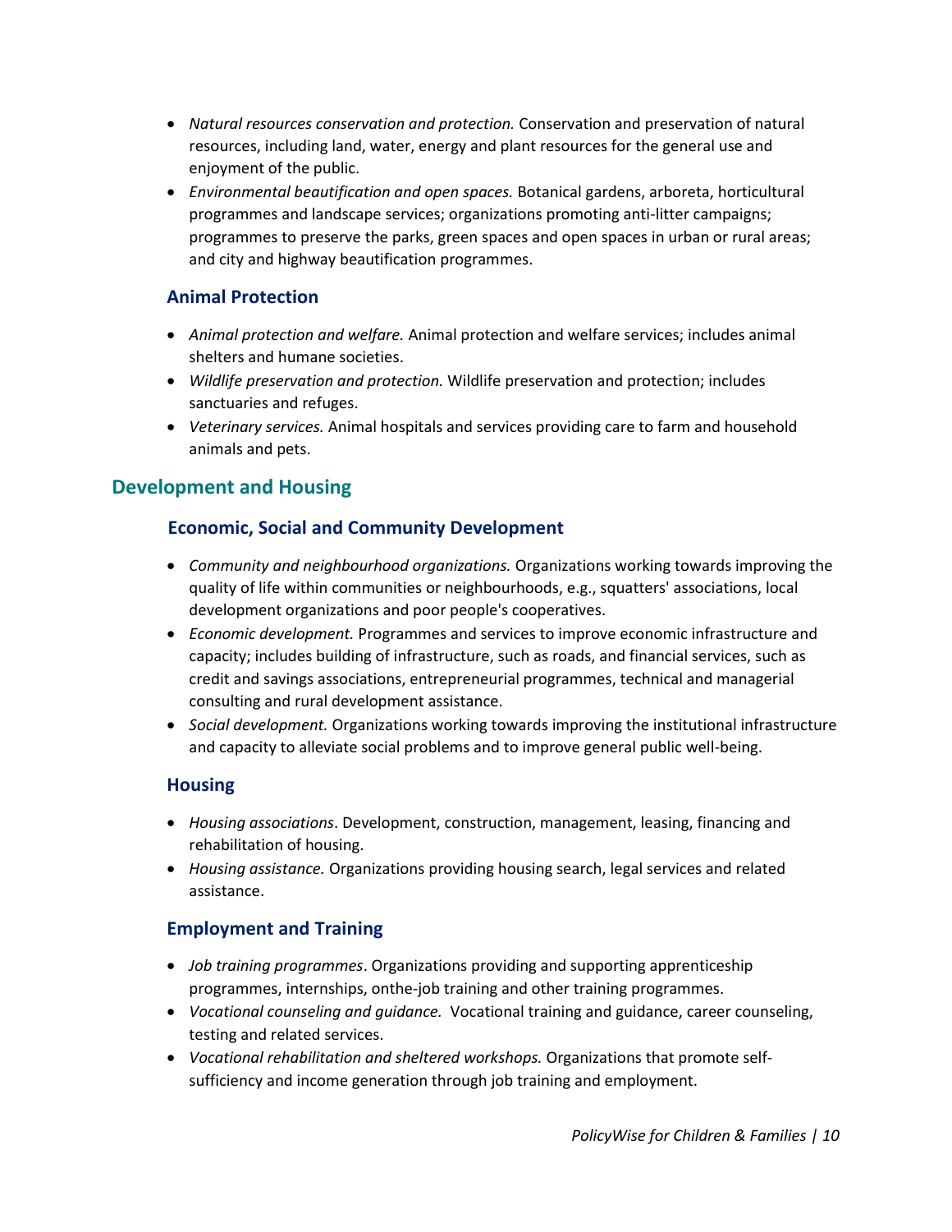- *Natural resources conservation and protection.* Conservation and preservation of natural resources, including land, water, energy and plant resources for the general use and enjoyment of the public.
- *Environmental beautification and open spaces.* Botanical gardens, arboreta, horticultural programmes and landscape services; organizations promoting anti-litter campaigns; programmes to preserve the parks, green spaces and open spaces in urban or rural areas; and city and highway beautification programmes.

### Animal Protection

- *Animal protection and welfare.* Animal protection and welfare services; includes animal shelters and humane societies.
- *Wildlife preservation and protection.* Wildlife preservation and protection; includes sanctuaries and refuges.
- *Veterinary services.* Animal hospitals and services providing care to farm and household animals and pets.

## Development and Housing

### Economic, Social and Community Development

- *Community and neighbourhood organizations.* Organizations working towards improving the quality of life within communities or neighbourhoods, e.g., squatters' associations, local development organizations and poor people's cooperatives.
- *Economic development.* Programmes and services to improve economic infrastructure and capacity; includes building of infrastructure, such as roads, and financial services, such as credit and savings associations, entrepreneurial programmes, technical and managerial consulting and rural development assistance.
- *Social development.* Organizations working towards improving the institutional infrastructure and capacity to alleviate social problems and to improve general public well-being.

### Housing

- *Housing associations*. Development, construction, management, leasing, financing and rehabilitation of housing.
- *Housing assistance.* Organizations providing housing search, legal services and related assistance.

### Employment and Training

- *Job training programmes*. Organizations providing and supporting apprenticeship programmes, internships, onthe-job training and other training programmes.
- *Vocational counseling and guidance.* Vocational training and guidance, career counseling, testing and related services.
- *Vocational rehabilitation and sheltered workshops.* Organizations that promote self-sufficiency and income generation through job training and employment.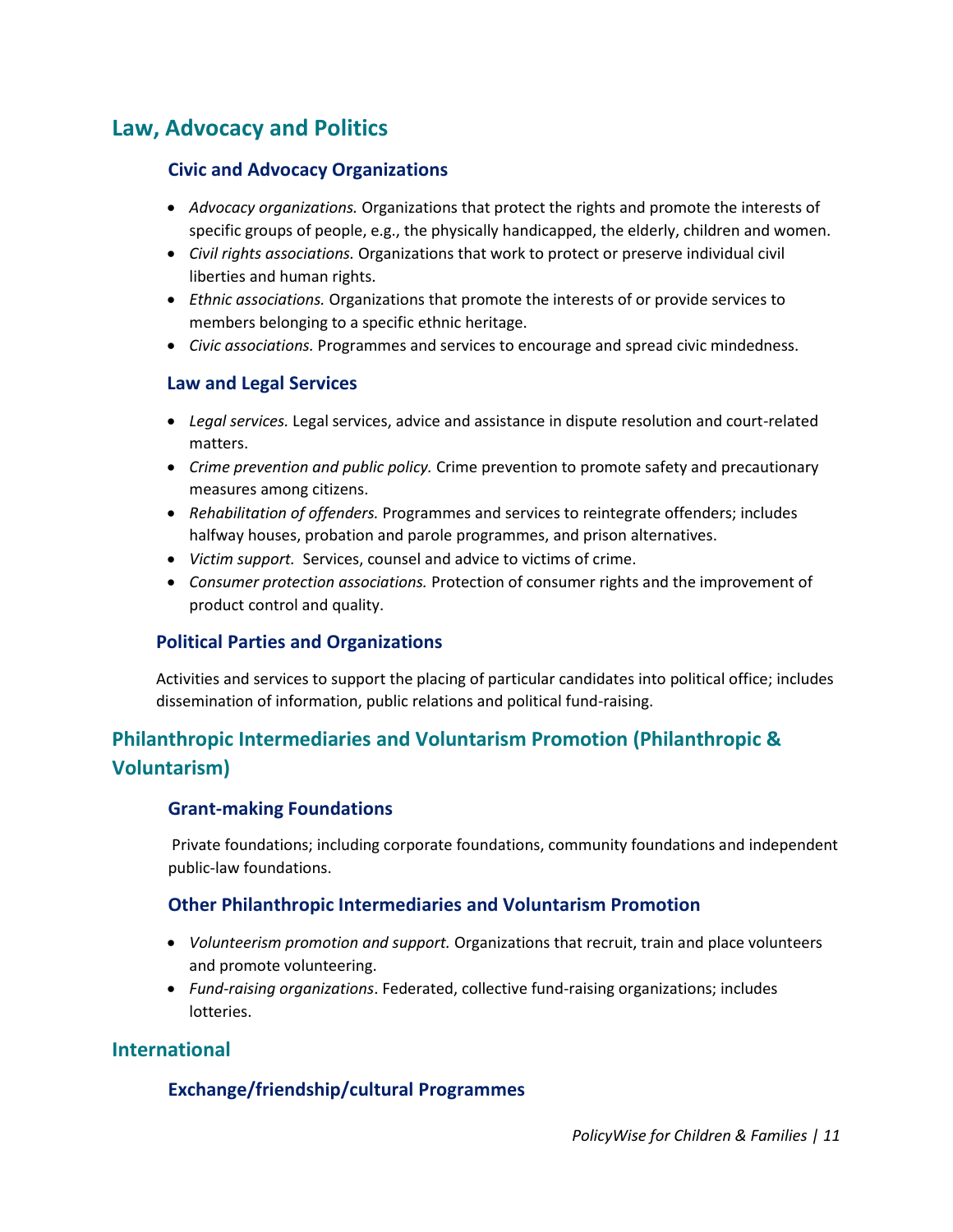## Law, Advocacy and Politics

### Civic and Advocacy Organizations

- *Advocacy organizations.* Organizations that protect the rights and promote the interests of specific groups of people, e.g., the physically handicapped, the elderly, children and women.
- *Civil rights associations.* Organizations that work to protect or preserve individual civil liberties and human rights.
- *Ethnic associations.* Organizations that promote the interests of or provide services to members belonging to a specific ethnic heritage.
- *Civic associations.* Programmes and services to encourage and spread civic mindedness.

### Law and Legal Services

- *Legal services.* Legal services, advice and assistance in dispute resolution and court-related matters.
- *Crime prevention and public policy.* Crime prevention to promote safety and precautionary measures among citizens.
- *Rehabilitation of offenders.* Programmes and services to reintegrate offenders; includes halfway houses, probation and parole programmes, and prison alternatives.
- *Victim support.* Services, counsel and advice to victims of crime.
- *Consumer protection associations.* Protection of consumer rights and the improvement of product control and quality.

### Political Parties and Organizations

Activities and services to support the placing of particular candidates into political office; includes dissemination of information, public relations and political fund-raising.

## Philanthropic Intermediaries and Voluntarism Promotion (Philanthropic & Voluntarism)

### Grant-making Foundations

Private foundations; including corporate foundations, community foundations and independent public-law foundations.

### Other Philanthropic Intermediaries and Voluntarism Promotion

- *Volunteerism promotion and support.* Organizations that recruit, train and place volunteers and promote volunteering.
- *Fund-raising organizations*. Federated, collective fund-raising organizations; includes lotteries.

## International

### Exchange/friendship/cultural Programmes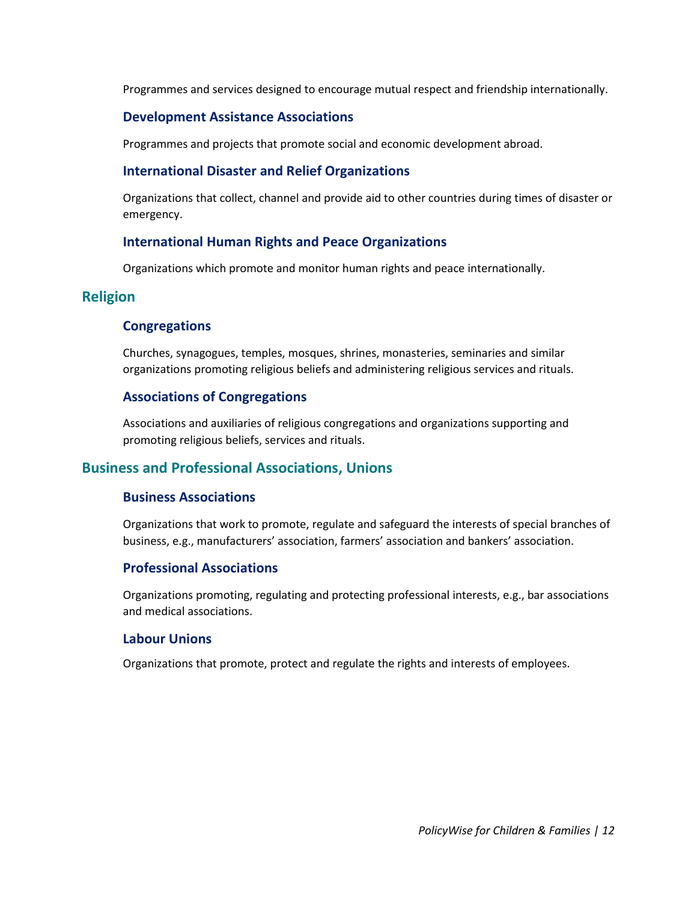Programmes and services designed to encourage mutual respect and friendship internationally.

### Development Assistance Associations

Programmes and projects that promote social and economic development abroad.

### International Disaster and Relief Organizations

Organizations that collect, channel and provide aid to other countries during times of disaster or emergency.

### International Human Rights and Peace Organizations

Organizations which promote and monitor human rights and peace internationally.

## Religion

### Congregations

Churches, synagogues, temples, mosques, shrines, monasteries, seminaries and similar organizations promoting religious beliefs and administering religious services and rituals.

### Associations of Congregations

Associations and auxiliaries of religious congregations and organizations supporting and promoting religious beliefs, services and rituals.

## Business and Professional Associations, Unions

### Business Associations

Organizations that work to promote, regulate and safeguard the interests of special branches of business, e.g., manufacturers' association, farmers' association and bankers' association.

### Professional Associations

Organizations promoting, regulating and protecting professional interests, e.g., bar associations and medical associations.

### Labour Unions

Organizations that promote, protect and regulate the rights and interests of employees.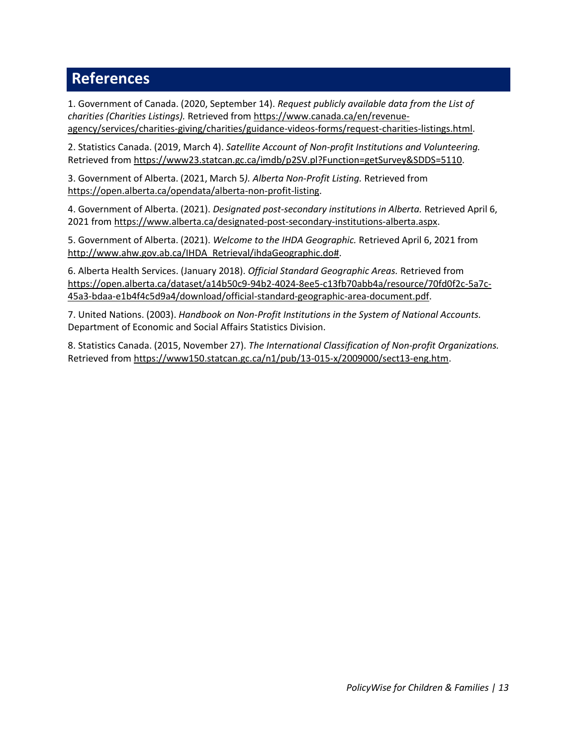# References

1. Government of Canada. (2020, September 14). *Request publicly available data from the List of charities (Charities Listings).* Retrieved from https://www.canada.ca/en/revenue-agency/services/charities-giving/charities/guidance-videos-forms/request-charities-listings.html.

2. Statistics Canada. (2019, March 4). *Satellite Account of Non-profit Institutions and Volunteering.* Retrieved from https://www23.statcan.gc.ca/imdb/p2SV.pl?Function=getSurvey&SDDS=5110.

3. Government of Alberta. (2021, March 5*). Alberta Non-Profit Listing.* Retrieved from https://open.alberta.ca/opendata/alberta-non-profit-listing.

4. Government of Alberta. (2021). *Designated post-secondary institutions in Alberta.* Retrieved April 6, 2021 from https://www.alberta.ca/designated-post-secondary-institutions-alberta.aspx.

5. Government of Alberta. (2021). *Welcome to the IHDA Geographic.* Retrieved April 6, 2021 from http://www.ahw.gov.ab.ca/IHDA_Retrieval/ihdaGeographic.do#.

6. Alberta Health Services. (January 2018). *Official Standard Geographic Areas.* Retrieved from https://open.alberta.ca/dataset/a14b50c9-94b2-4024-8ee5-c13fb70abb4a/resource/70fd0f2c-5a7c-45a3-bdaa-e1b4f4c5d9a4/download/official-standard-geographic-area-document.pdf.

7. United Nations. (2003). *Handbook on Non-Profit Institutions in the System of National Accounts.* Department of Economic and Social Affairs Statistics Division.

8. Statistics Canada. (2015, November 27). *The International Classification of Non-profit Organizations.* Retrieved from https://www150.statcan.gc.ca/n1/pub/13-015-x/2009000/sect13-eng.htm.